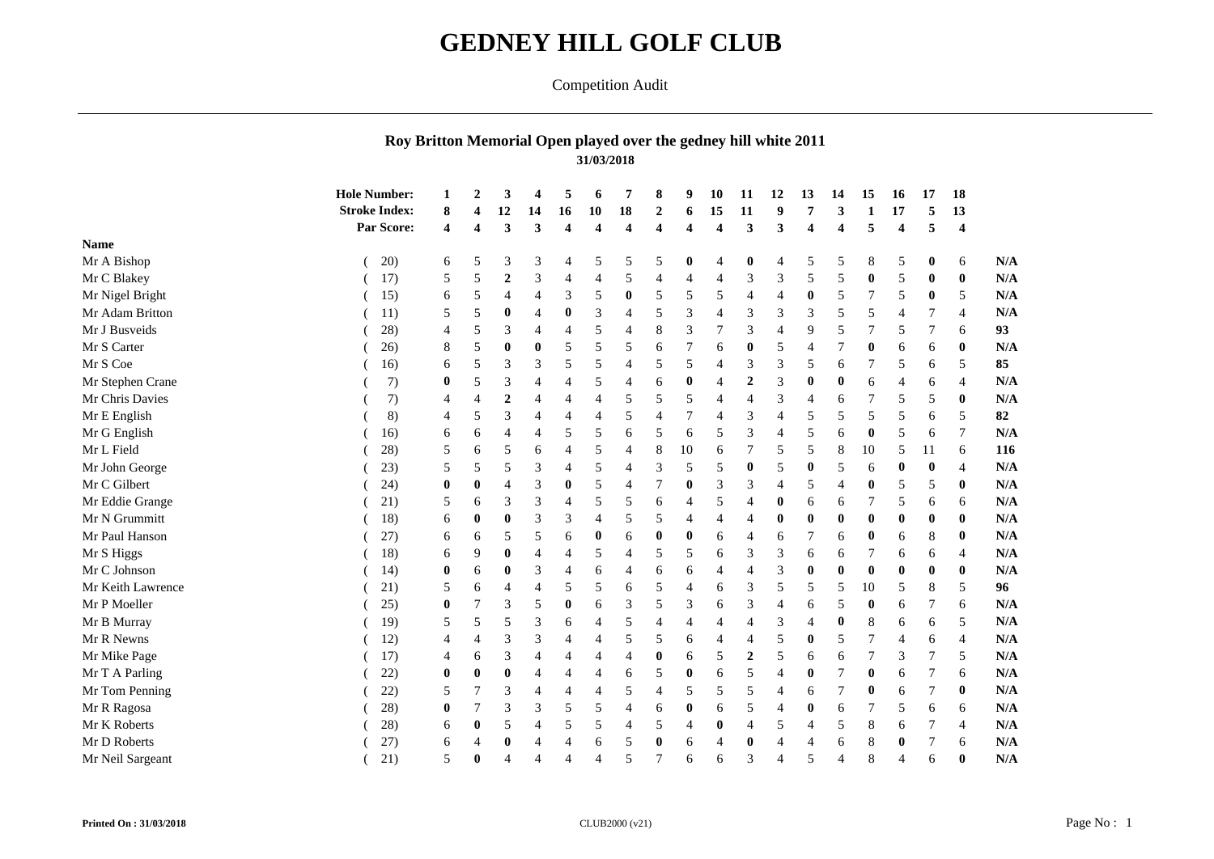# GEDNEY HILL GOLF CLUB

Competition Audit

## Roy Britton Memorial Open played over the gedney hill white 2011

**31/03/2018**

| | | 1 | 2 | 3 | 4 | 5 | 6 | 7 | 8 | 9 | 10 | 11 | 12 | 13 | 14 | 15 | 16 | 17 | 18 | |
|---|---|---|---|---|---|---|---|---|---|---|---|---|---|---|---|---|---|---|---|---|
| | **Hole Number:** | **1** | **2** | **3** | **4** | **5** | **6** | **7** | **8** | **9** | **10** | **11** | **12** | **13** | **14** | **15** | **16** | **17** | **18** | |
| | **Stroke Index:** | **8** | **4** | **12** | **14** | **16** | **10** | **18** | **2** | **6** | **15** | **11** | **9** | **7** | **3** | **1** | **17** | **5** | **13** | |
| | **Par Score:** | **4** | **4** | **3** | **3** | **4** | **4** | **4** | **4** | **4** | **4** | **3** | **3** | **4** | **4** | **5** | **4** | **5** | **4** | |
| **Name** | | | | | | | | | | | | | | | | | | | | |
| Mr A Bishop | ( 20) | 6 | 5 | 3 | 3 | 4 | 5 | 5 | 5 | **0** | 4 | **0** | 4 | 5 | 5 | 8 | 5 | **0** | 6 | **N/A** |
| Mr C Blakey | ( 17) | 5 | 5 | **2** | 3 | 4 | 4 | 5 | 4 | 4 | 4 | 3 | 3 | 5 | 5 | **0** | 5 | **0** | **0** | **N/A** |
| Mr Nigel Bright | ( 15) | 6 | 5 | 4 | 4 | 3 | 5 | **0** | 5 | 5 | 5 | 4 | 4 | **0** | 5 | 7 | 5 | **0** | 5 | **N/A** |
| Mr Adam Britton | ( 11) | 5 | 5 | **0** | 4 | **0** | 3 | 4 | 5 | 3 | 4 | 3 | 3 | 3 | 5 | 5 | 4 | 7 | 4 | **N/A** |
| Mr J Busveids | ( 28) | 4 | 5 | 3 | 4 | 4 | 5 | 4 | 8 | 3 | 7 | 3 | 4 | 9 | 5 | 7 | 5 | 7 | 6 | **93** |
| Mr S Carter | ( 26) | 8 | 5 | **0** | **0** | 5 | 5 | 5 | 6 | 7 | 6 | **0** | 5 | 4 | 7 | **0** | 6 | 6 | **0** | **N/A** |
| Mr S Coe | ( 16) | 6 | 5 | 3 | 3 | 5 | 5 | 4 | 5 | 5 | 4 | 3 | 3 | 5 | 6 | 7 | 5 | 6 | 5 | **85** |
| Mr Stephen Crane | ( 7) | **0** | 5 | 3 | 4 | 4 | 5 | 4 | 6 | **0** | 4 | **2** | 3 | **0** | **0** | 6 | 4 | 6 | 4 | **N/A** |
| Mr Chris Davies | ( 7) | 4 | 4 | **2** | 4 | 4 | 4 | 5 | 5 | 5 | 4 | 4 | 3 | 4 | 6 | 7 | 5 | 5 | **0** | **N/A** |
| Mr E English | ( 8) | 4 | 5 | 3 | 4 | 4 | 4 | 5 | 4 | 7 | 4 | 3 | 4 | 5 | 5 | 5 | 5 | 6 | 5 | **82** |
| Mr G English | ( 16) | 6 | 6 | 4 | 4 | 5 | 5 | 6 | 5 | 6 | 5 | 3 | 4 | 5 | 6 | **0** | 5 | 6 | 7 | **N/A** |
| Mr L Field | ( 28) | 5 | 6 | 5 | 6 | 4 | 5 | 4 | 8 | 10 | 6 | 7 | 5 | 5 | 8 | 10 | 5 | 11 | 6 | **116** |
| Mr John George | ( 23) | 5 | 5 | 5 | 3 | 4 | 5 | 4 | 3 | 5 | 5 | **0** | 5 | **0** | 5 | 6 | **0** | **0** | 4 | **N/A** |
| Mr C Gilbert | ( 24) | **0** | **0** | 4 | 3 | **0** | 5 | 4 | 7 | **0** | 3 | 3 | 4 | 5 | 4 | **0** | 5 | 5 | **0** | **N/A** |
| Mr Eddie Grange | ( 21) | 5 | 6 | 3 | 3 | 4 | 5 | 5 | 6 | 4 | 5 | 4 | **0** | 6 | 6 | 7 | 5 | 6 | 6 | **N/A** |
| Mr N Grummitt | ( 18) | 6 | **0** | **0** | 3 | 3 | 4 | 5 | 5 | 4 | 4 | 4 | **0** | **0** | **0** | **0** | **0** | **0** | **0** | **N/A** |
| Mr Paul Hanson | ( 27) | 6 | 6 | 5 | 5 | 6 | **0** | 6 | **0** | **0** | 6 | 4 | 6 | 7 | 6 | **0** | 6 | 8 | **0** | **N/A** |
| Mr S Higgs | ( 18) | 6 | 9 | **0** | 4 | 4 | 5 | 4 | 5 | 5 | 6 | 3 | 3 | 6 | 6 | 7 | 6 | 6 | 4 | **N/A** |
| Mr C Johnson | ( 14) | **0** | 6 | **0** | 3 | 4 | 6 | 4 | 6 | 6 | 4 | 4 | 3 | **0** | **0** | **0** | **0** | **0** | **0** | **N/A** |
| Mr Keith Lawrence | ( 21) | 5 | 6 | 4 | 4 | 5 | 5 | 6 | 5 | 4 | 6 | 3 | 5 | 5 | 5 | 10 | 5 | 8 | 5 | **96** |
| Mr P Moeller | ( 25) | **0** | 7 | 3 | 5 | **0** | 6 | 3 | 5 | 3 | 6 | 3 | 4 | 6 | 5 | **0** | 6 | 7 | 6 | **N/A** |
| Mr B Murray | ( 19) | 5 | 5 | 5 | 3 | 6 | 4 | 5 | 4 | 4 | 4 | 4 | 3 | 4 | **0** | 8 | 6 | 6 | 5 | **N/A** |
| Mr R Newns | ( 12) | 4 | 4 | 3 | 3 | 4 | 4 | 5 | 5 | 6 | 4 | 4 | 5 | **0** | 5 | 7 | 4 | 6 | 4 | **N/A** |
| Mr Mike Page | ( 17) | 4 | 6 | 3 | 4 | 4 | 4 | 4 | **0** | 6 | 5 | **2** | 5 | 6 | 6 | 7 | 3 | 7 | 5 | **N/A** |
| Mr T A Parling | ( 22) | **0** | **0** | **0** | 4 | 4 | 4 | 6 | 5 | **0** | 6 | 5 | 4 | **0** | 7 | **0** | 6 | 7 | 6 | **N/A** |
| Mr Tom Penning | ( 22) | 5 | 7 | 3 | 4 | 4 | 4 | 5 | 4 | 5 | 5 | 5 | 4 | 6 | 7 | **0** | 6 | 7 | **0** | **N/A** |
| Mr R Ragosa | ( 28) | **0** | 7 | 3 | 3 | 5 | 5 | 4 | 6 | **0** | 6 | 5 | 4 | **0** | 6 | 7 | 5 | 6 | 6 | **N/A** |
| Mr K Roberts | ( 28) | 6 | **0** | 5 | 4 | 5 | 5 | 4 | 5 | 4 | **0** | 4 | 5 | 4 | 5 | 8 | 6 | 7 | 4 | **N/A** |
| Mr D Roberts | ( 27) | 6 | 4 | **0** | 4 | 4 | 6 | 5 | **0** | 6 | 4 | **0** | 4 | 4 | 6 | 8 | **0** | 7 | 6 | **N/A** |
| Mr Neil Sargeant | ( 21) | 5 | **0** | 4 | 4 | 4 | 4 | 5 | 7 | 6 | 6 | 3 | 4 | 5 | 4 | 8 | 4 | 6 | **0** | **N/A** |

**Printed On : 31/03/2018**

CLUB2000 (v21)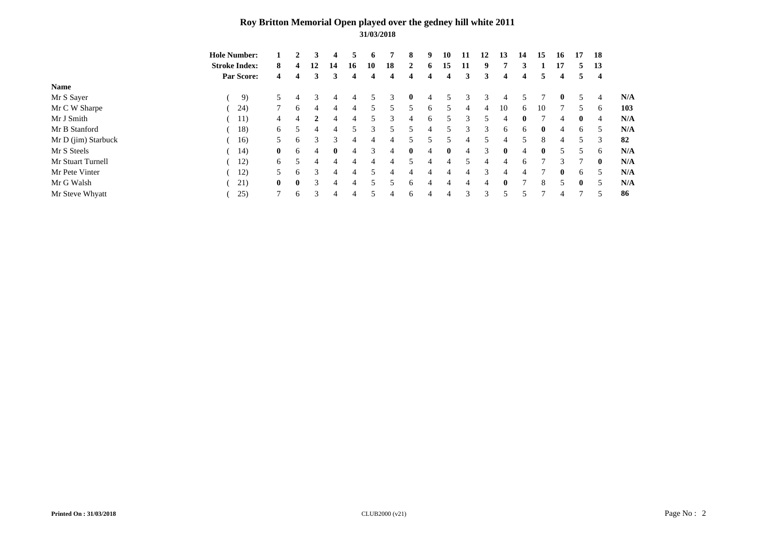# Roy Britton Memorial Open played over the gedney hill white 2011

**31/03/2018**

| | | 1 | 2 | 3 | 4 | 5 | 6 | 7 | 8 | 9 | 10 | 11 | 12 | 13 | 14 | 15 | 16 | 17 | 18 | |
|---|---|---|---|---|---|---|---|---|---|---|---|---|---|---|---|---|---|---|---|---|
| | **Hole Number:** | **1** | **2** | **3** | **4** | **5** | **6** | **7** | **8** | **9** | **10** | **11** | **12** | **13** | **14** | **15** | **16** | **17** | **18** | |
| | **Stroke Index:** | **8** | **4** | **12** | **14** | **16** | **10** | **18** | **2** | **6** | **15** | **11** | **9** | **7** | **3** | **1** | **17** | **5** | **13** | |
| | **Par Score:** | **4** | **4** | **3** | **3** | **4** | **4** | **4** | **4** | **4** | **4** | **3** | **3** | **4** | **4** | **5** | **4** | **5** | **4** | |
| **Name** | | | | | | | | | | | | | | | | | | | | |
| Mr S Sayer | ( 9) | 5 | 4 | 3 | 4 | 4 | 5 | 3 | **0** | 4 | 5 | 3 | 3 | 4 | 5 | 7 | **0** | 5 | 4 | **N/A** |
| Mr C W Sharpe | ( 24) | 7 | 6 | 4 | 4 | 4 | 5 | 5 | 5 | 6 | 5 | 4 | 4 | 10 | 6 | 10 | 7 | 5 | 6 | **103** |
| Mr J Smith | ( 11) | 4 | 4 | **2** | 4 | 4 | 5 | 3 | 4 | 6 | 5 | 3 | 5 | 4 | **0** | 7 | 4 | **0** | 4 | **N/A** |
| Mr B Stanford | ( 18) | 6 | 5 | 4 | 4 | 5 | 3 | 5 | 5 | 4 | 5 | 3 | 3 | 6 | 6 | **0** | 4 | 6 | 5 | **N/A** |
| Mr D (jim) Starbuck | ( 16) | 5 | 6 | 3 | 3 | 4 | 4 | 4 | 5 | 5 | 5 | 4 | 5 | 4 | 5 | 8 | 4 | 5 | 3 | **82** |
| Mr S Steels | ( 14) | **0** | 6 | 4 | **0** | 4 | 3 | 4 | **0** | 4 | **0** | 4 | 3 | **0** | 4 | **0** | 5 | 5 | 6 | **N/A** |
| Mr Stuart Turnell | ( 12) | 6 | 5 | 4 | 4 | 4 | 4 | 4 | 5 | 4 | 4 | 5 | 4 | 4 | 6 | 7 | 3 | 7 | **0** | **N/A** |
| Mr Pete Vinter | ( 12) | 5 | 6 | 3 | 4 | 4 | 5 | 4 | 4 | 4 | 4 | 4 | 3 | 4 | 4 | 7 | **0** | 6 | 5 | **N/A** |
| Mr G Walsh | ( 21) | **0** | **0** | 3 | 4 | 4 | 5 | 5 | 6 | 4 | 4 | 4 | 4 | **0** | 7 | 8 | 5 | **0** | 5 | **N/A** |
| Mr Steve Whyatt | ( 25) | 7 | 6 | 3 | 4 | 4 | 5 | 4 | 6 | 4 | 4 | 3 | 3 | 5 | 5 | 7 | 4 | 7 | 5 | **86** |

**Printed On : 31/03/2018** CLUB2000 (v21)